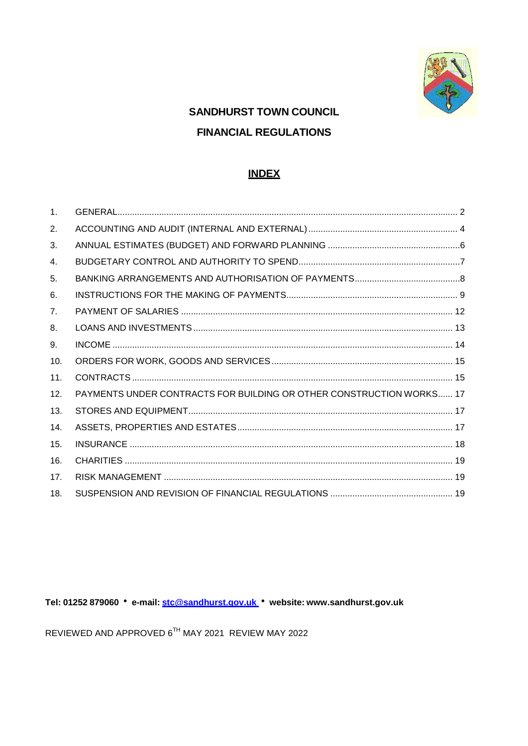# SANDHURST TOWN COUNCIL

# FINANCIAL REGULATIONS

## INDEX

| | | |
|---|---|---|
| 1. | GENERAL | 2 |
| 2. | ACCOUNTING AND AUDIT (INTERNAL AND EXTERNAL) | 4 |
| 3. | ANNUAL ESTIMATES (BUDGET) AND FORWARD PLANNING | 6 |
| 4. | BUDGETARY CONTROL AND AUTHORITY TO SPEND | 7 |
| 5. | BANKING ARRANGEMENTS AND AUTHORISATION OF PAYMENTS | 8 |
| 6. | INSTRUCTIONS FOR THE MAKING OF PAYMENTS | 9 |
| 7. | PAYMENT OF SALARIES | 12 |
| 8. | LOANS AND INVESTMENTS | 13 |
| 9. | INCOME | 14 |
| 10. | ORDERS FOR WORK, GOODS AND SERVICES | 15 |
| 11. | CONTRACTS | 15 |
| 12. | PAYMENTS UNDER CONTRACTS FOR BUILDING OR OTHER CONSTRUCTION WORKS | 17 |
| 13. | STORES AND EQUIPMENT | 17 |
| 14. | ASSETS, PROPERTIES AND ESTATES | 17 |
| 15. | INSURANCE | 18 |
| 16. | CHARITIES | 19 |
| 17. | RISK MANAGEMENT | 19 |
| 18. | SUSPENSION AND REVISION OF FINANCIAL REGULATIONS | 19 |

**Tel: 01252 879060 • e-mail: stc@sandhurst.gov.uk • website: www.sandhurst.gov.uk**

REVIEWED AND APPROVED 6TH MAY 2021 REVIEW MAY 2022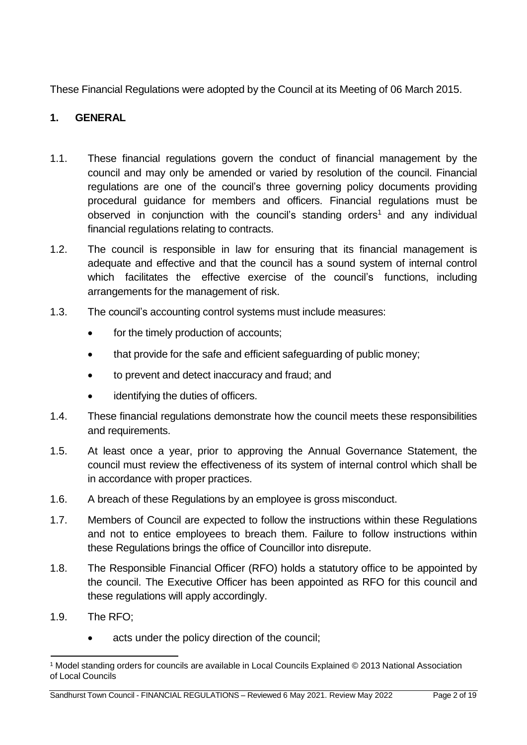These Financial Regulations were adopted by the Council at its Meeting of 06 March 2015.

## 1. GENERAL

1.1. These financial regulations govern the conduct of financial management by the council and may only be amended or varied by resolution of the council. Financial regulations are one of the council's three governing policy documents providing procedural guidance for members and officers. Financial regulations must be observed in conjunction with the council's standing orders[1] and any individual financial regulations relating to contracts.

1.2. The council is responsible in law for ensuring that its financial management is adequate and effective and that the council has a sound system of internal control which facilitates the effective exercise of the council's functions, including arrangements for the management of risk.

1.3. The council's accounting control systems must include measures:

- for the timely production of accounts;
- that provide for the safe and efficient safeguarding of public money;
- to prevent and detect inaccuracy and fraud; and
- identifying the duties of officers.

1.4. These financial regulations demonstrate how the council meets these responsibilities and requirements.

1.5. At least once a year, prior to approving the Annual Governance Statement, the council must review the effectiveness of its system of internal control which shall be in accordance with proper practices.

1.6. A breach of these Regulations by an employee is gross misconduct.

1.7. Members of Council are expected to follow the instructions within these Regulations and not to entice employees to breach them. Failure to follow instructions within these Regulations brings the office of Councillor into disrepute.

1.8. The Responsible Financial Officer (RFO) holds a statutory office to be appointed by the council. The Executive Officer has been appointed as RFO for this council and these regulations will apply accordingly.

1.9. The RFO;

- acts under the policy direction of the council;

[1] Model standing orders for councils are available in Local Councils Explained © 2013 National Association of Local Councils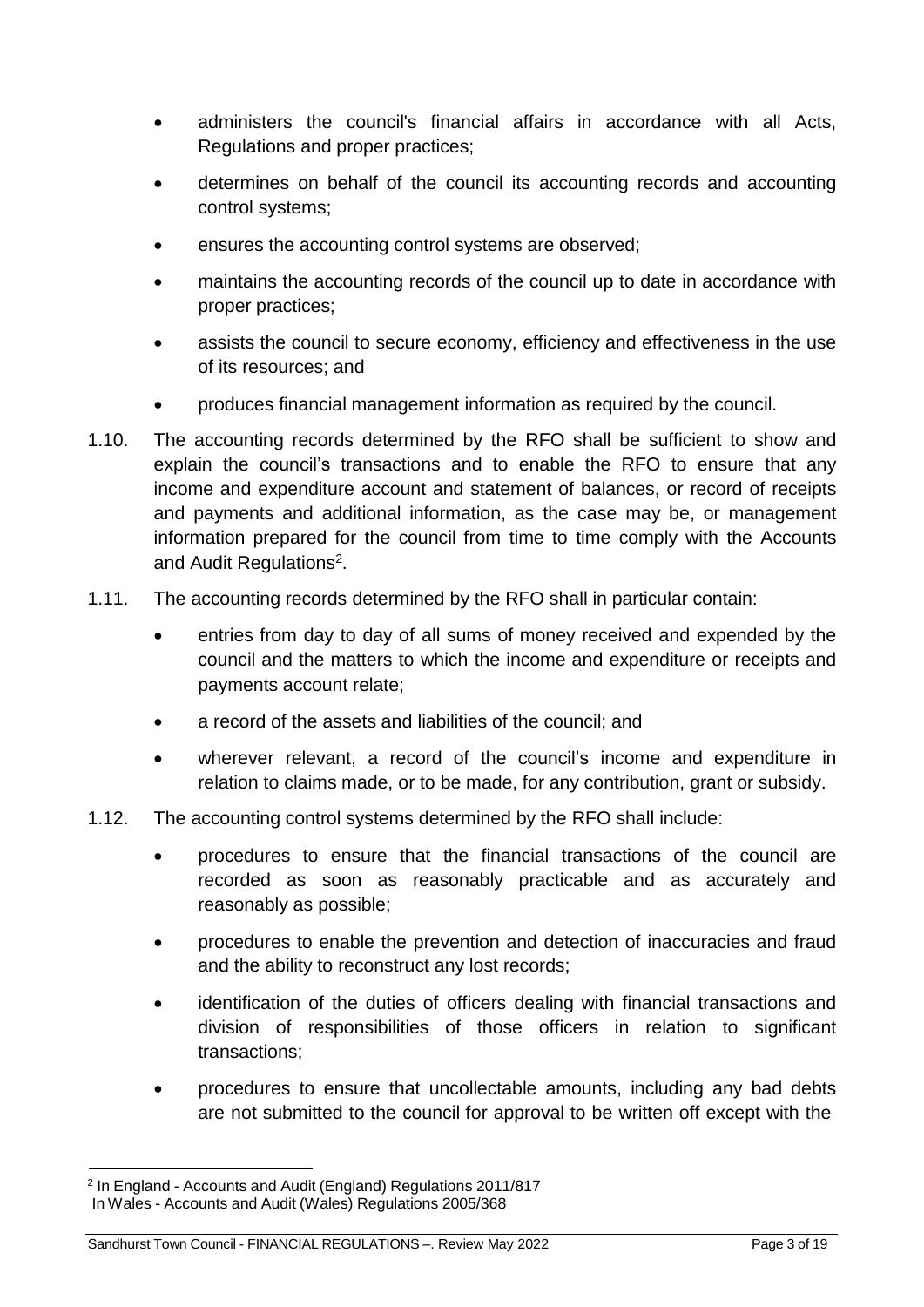- administers the council's financial affairs in accordance with all Acts, Regulations and proper practices;
- determines on behalf of the council its accounting records and accounting control systems;
- ensures the accounting control systems are observed;
- maintains the accounting records of the council up to date in accordance with proper practices;
- assists the council to secure economy, efficiency and effectiveness in the use of its resources; and
- produces financial management information as required by the council.

1.10. The accounting records determined by the RFO shall be sufficient to show and explain the council's transactions and to enable the RFO to ensure that any income and expenditure account and statement of balances, or record of receipts and payments and additional information, as the case may be, or management information prepared for the council from time to time comply with the Accounts and Audit Regulations[2].

1.11. The accounting records determined by the RFO shall in particular contain:

- entries from day to day of all sums of money received and expended by the council and the matters to which the income and expenditure or receipts and payments account relate;
- a record of the assets and liabilities of the council; and
- wherever relevant, a record of the council's income and expenditure in relation to claims made, or to be made, for any contribution, grant or subsidy.

1.12. The accounting control systems determined by the RFO shall include:

- procedures to ensure that the financial transactions of the council are recorded as soon as reasonably practicable and as accurately and reasonably as possible;
- procedures to enable the prevention and detection of inaccuracies and fraud and the ability to reconstruct any lost records;
- identification of the duties of officers dealing with financial transactions and division of responsibilities of those officers in relation to significant transactions;
- procedures to ensure that uncollectable amounts, including any bad debts are not submitted to the council for approval to be written off except with the

---

[2] In England - Accounts and Audit (England) Regulations 2011/817
In Wales - Accounts and Audit (Wales) Regulations 2005/368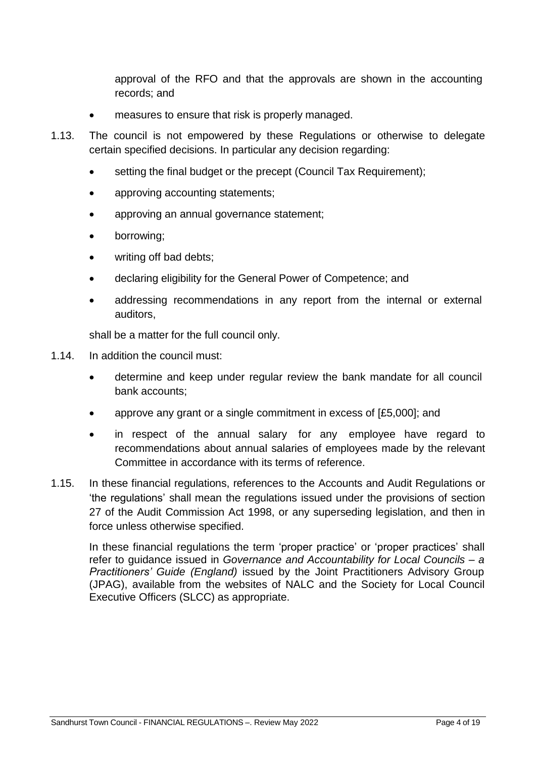approval of the RFO and that the approvals are shown in the accounting records; and

- measures to ensure that risk is properly managed.

1.13. The council is not empowered by these Regulations or otherwise to delegate certain specified decisions. In particular any decision regarding:

- setting the final budget or the precept (Council Tax Requirement);
- approving accounting statements;
- approving an annual governance statement;
- borrowing;
- writing off bad debts;
- declaring eligibility for the General Power of Competence; and
- addressing recommendations in any report from the internal or external auditors,

shall be a matter for the full council only.

1.14. In addition the council must:

- determine and keep under regular review the bank mandate for all council bank accounts;
- approve any grant or a single commitment in excess of [£5,000]; and
- in respect of the annual salary for any employee have regard to recommendations about annual salaries of employees made by the relevant Committee in accordance with its terms of reference.

1.15. In these financial regulations, references to the Accounts and Audit Regulations or 'the regulations' shall mean the regulations issued under the provisions of section 27 of the Audit Commission Act 1998, or any superseding legislation, and then in force unless otherwise specified.

In these financial regulations the term 'proper practice' or 'proper practices' shall refer to guidance issued in *Governance and Accountability for Local Councils – a Practitioners' Guide (England)* issued by the Joint Practitioners Advisory Group (JPAG), available from the websites of NALC and the Society for Local Council Executive Officers (SLCC) as appropriate.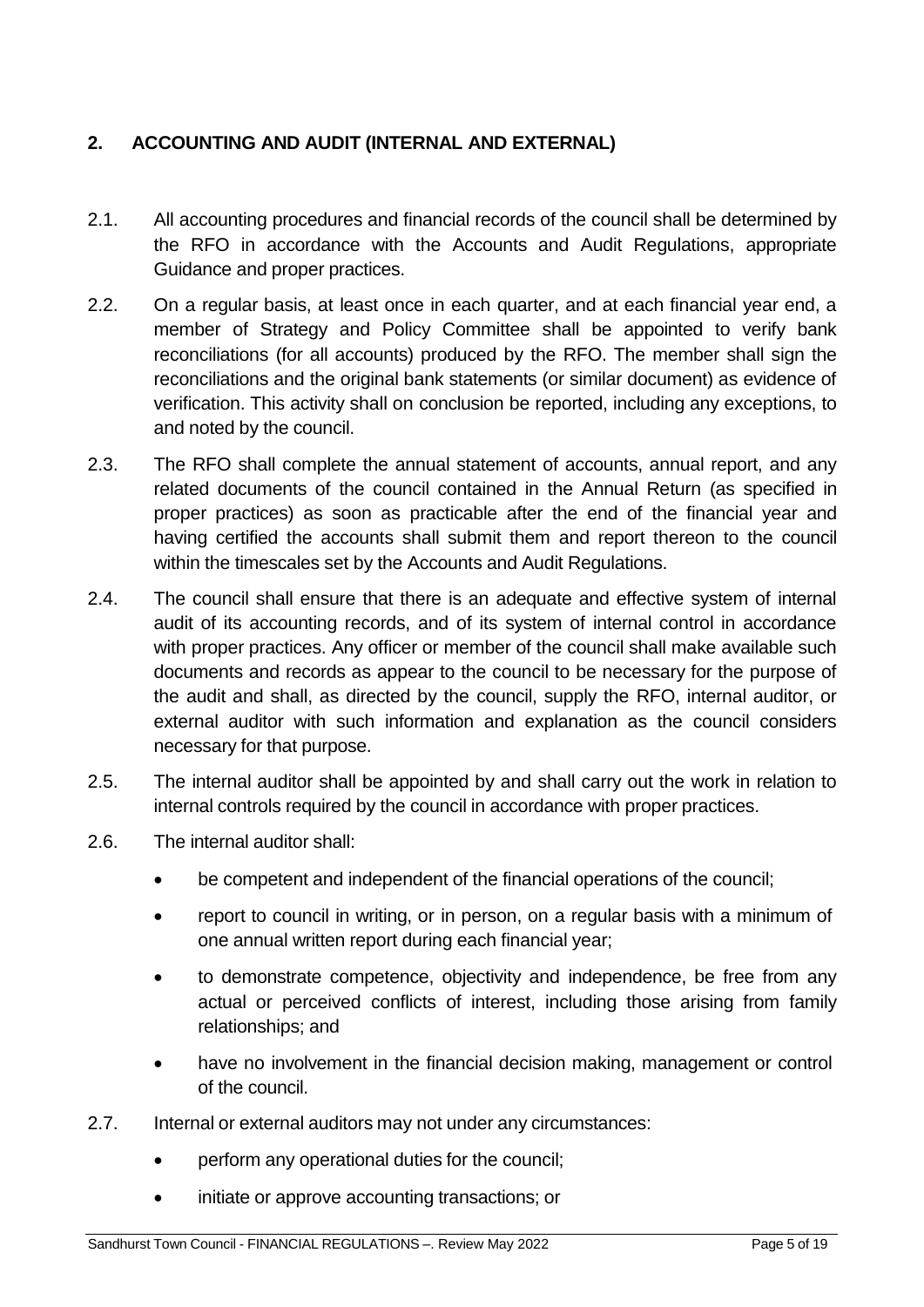## 2. ACCOUNTING AND AUDIT (INTERNAL AND EXTERNAL)

2.1. All accounting procedures and financial records of the council shall be determined by the RFO in accordance with the Accounts and Audit Regulations, appropriate Guidance and proper practices.

2.2. On a regular basis, at least once in each quarter, and at each financial year end, a member of Strategy and Policy Committee shall be appointed to verify bank reconciliations (for all accounts) produced by the RFO. The member shall sign the reconciliations and the original bank statements (or similar document) as evidence of verification. This activity shall on conclusion be reported, including any exceptions, to and noted by the council.

2.3. The RFO shall complete the annual statement of accounts, annual report, and any related documents of the council contained in the Annual Return (as specified in proper practices) as soon as practicable after the end of the financial year and having certified the accounts shall submit them and report thereon to the council within the timescales set by the Accounts and Audit Regulations.

2.4. The council shall ensure that there is an adequate and effective system of internal audit of its accounting records, and of its system of internal control in accordance with proper practices. Any officer or member of the council shall make available such documents and records as appear to the council to be necessary for the purpose of the audit and shall, as directed by the council, supply the RFO, internal auditor, or external auditor with such information and explanation as the council considers necessary for that purpose.

2.5. The internal auditor shall be appointed by and shall carry out the work in relation to internal controls required by the council in accordance with proper practices.

2.6. The internal auditor shall:

- be competent and independent of the financial operations of the council;
- report to council in writing, or in person, on a regular basis with a minimum of one annual written report during each financial year;
- to demonstrate competence, objectivity and independence, be free from any actual or perceived conflicts of interest, including those arising from family relationships; and
- have no involvement in the financial decision making, management or control of the council.

2.7. Internal or external auditors may not under any circumstances:

- perform any operational duties for the council;
- initiate or approve accounting transactions; or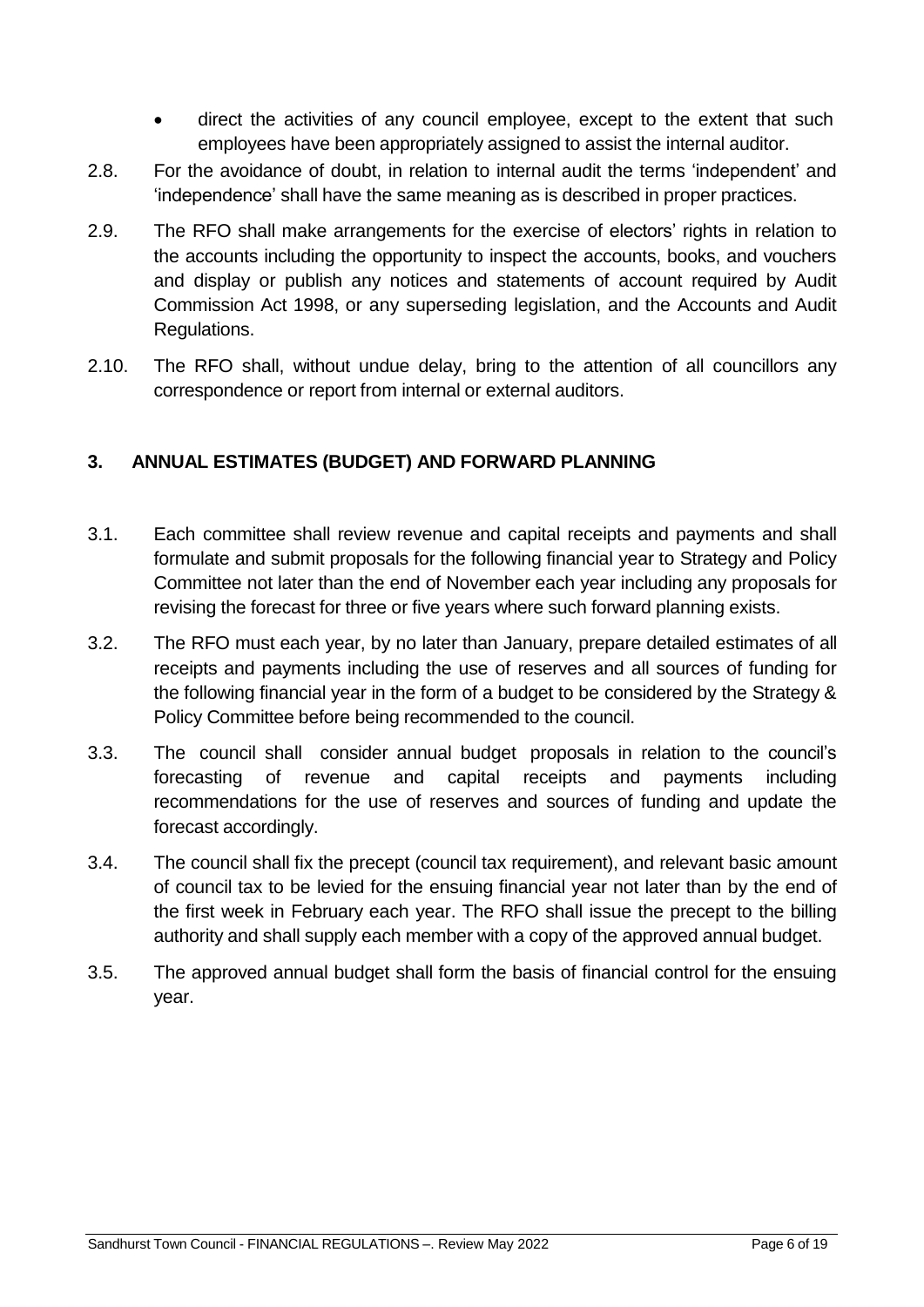- direct the activities of any council employee, except to the extent that such employees have been appropriately assigned to assist the internal auditor.

2.8. For the avoidance of doubt, in relation to internal audit the terms 'independent' and 'independence' shall have the same meaning as is described in proper practices.

2.9. The RFO shall make arrangements for the exercise of electors' rights in relation to the accounts including the opportunity to inspect the accounts, books, and vouchers and display or publish any notices and statements of account required by Audit Commission Act 1998, or any superseding legislation, and the Accounts and Audit Regulations.

2.10. The RFO shall, without undue delay, bring to the attention of all councillors any correspondence or report from internal or external auditors.

## 3. ANNUAL ESTIMATES (BUDGET) AND FORWARD PLANNING

3.1. Each committee shall review revenue and capital receipts and payments and shall formulate and submit proposals for the following financial year to Strategy and Policy Committee not later than the end of November each year including any proposals for revising the forecast for three or five years where such forward planning exists.

3.2. The RFO must each year, by no later than January, prepare detailed estimates of all receipts and payments including the use of reserves and all sources of funding for the following financial year in the form of a budget to be considered by the Strategy & Policy Committee before being recommended to the council.

3.3. The council shall consider annual budget proposals in relation to the council's forecasting of revenue and capital receipts and payments including recommendations for the use of reserves and sources of funding and update the forecast accordingly.

3.4. The council shall fix the precept (council tax requirement), and relevant basic amount of council tax to be levied for the ensuing financial year not later than by the end of the first week in February each year. The RFO shall issue the precept to the billing authority and shall supply each member with a copy of the approved annual budget.

3.5. The approved annual budget shall form the basis of financial control for the ensuing year.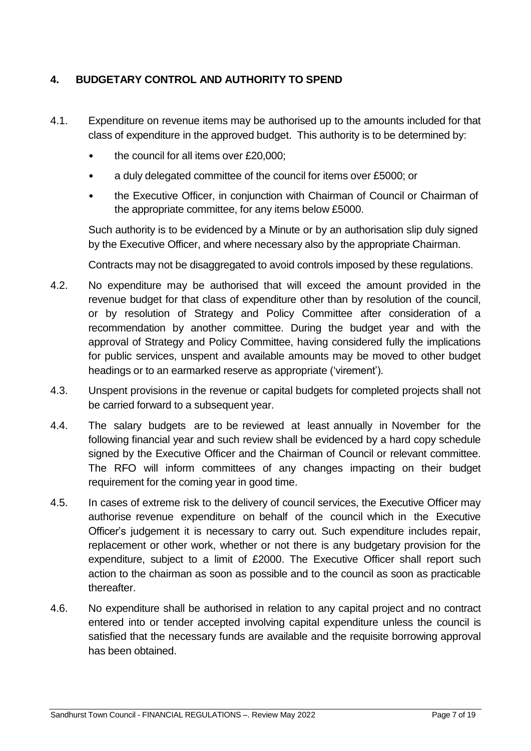## 4. BUDGETARY CONTROL AND AUTHORITY TO SPEND

4.1. Expenditure on revenue items may be authorised up to the amounts included for that class of expenditure in the approved budget. This authority is to be determined by:

- the council for all items over £20,000;
- a duly delegated committee of the council for items over £5000; or
- the Executive Officer, in conjunction with Chairman of Council or Chairman of the appropriate committee, for any items below £5000.

Such authority is to be evidenced by a Minute or by an authorisation slip duly signed by the Executive Officer, and where necessary also by the appropriate Chairman.

Contracts may not be disaggregated to avoid controls imposed by these regulations.

4.2. No expenditure may be authorised that will exceed the amount provided in the revenue budget for that class of expenditure other than by resolution of the council, or by resolution of Strategy and Policy Committee after consideration of a recommendation by another committee. During the budget year and with the approval of Strategy and Policy Committee, having considered fully the implications for public services, unspent and available amounts may be moved to other budget headings or to an earmarked reserve as appropriate ('virement').

4.3. Unspent provisions in the revenue or capital budgets for completed projects shall not be carried forward to a subsequent year.

4.4. The salary budgets are to be reviewed at least annually in November for the following financial year and such review shall be evidenced by a hard copy schedule signed by the Executive Officer and the Chairman of Council or relevant committee. The RFO will inform committees of any changes impacting on their budget requirement for the coming year in good time.

4.5. In cases of extreme risk to the delivery of council services, the Executive Officer may authorise revenue expenditure on behalf of the council which in the Executive Officer's judgement it is necessary to carry out. Such expenditure includes repair, replacement or other work, whether or not there is any budgetary provision for the expenditure, subject to a limit of £2000. The Executive Officer shall report such action to the chairman as soon as possible and to the council as soon as practicable thereafter.

4.6. No expenditure shall be authorised in relation to any capital project and no contract entered into or tender accepted involving capital expenditure unless the council is satisfied that the necessary funds are available and the requisite borrowing approval has been obtained.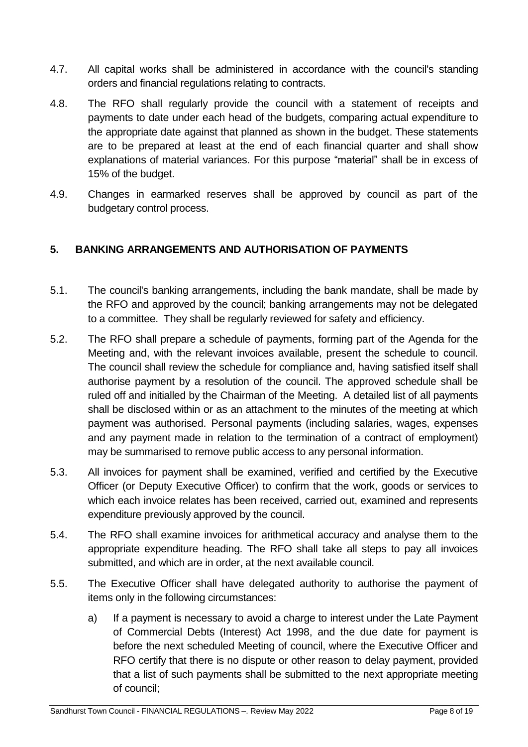4.7. All capital works shall be administered in accordance with the council's standing orders and financial regulations relating to contracts.

4.8. The RFO shall regularly provide the council with a statement of receipts and payments to date under each head of the budgets, comparing actual expenditure to the appropriate date against that planned as shown in the budget. These statements are to be prepared at least at the end of each financial quarter and shall show explanations of material variances. For this purpose "material" shall be in excess of 15% of the budget.

4.9. Changes in earmarked reserves shall be approved by council as part of the budgetary control process.

## 5. BANKING ARRANGEMENTS AND AUTHORISATION OF PAYMENTS

5.1. The council's banking arrangements, including the bank mandate, shall be made by the RFO and approved by the council; banking arrangements may not be delegated to a committee. They shall be regularly reviewed for safety and efficiency.

5.2. The RFO shall prepare a schedule of payments, forming part of the Agenda for the Meeting and, with the relevant invoices available, present the schedule to council. The council shall review the schedule for compliance and, having satisfied itself shall authorise payment by a resolution of the council. The approved schedule shall be ruled off and initialled by the Chairman of the Meeting. A detailed list of all payments shall be disclosed within or as an attachment to the minutes of the meeting at which payment was authorised. Personal payments (including salaries, wages, expenses and any payment made in relation to the termination of a contract of employment) may be summarised to remove public access to any personal information.

5.3. All invoices for payment shall be examined, verified and certified by the Executive Officer (or Deputy Executive Officer) to confirm that the work, goods or services to which each invoice relates has been received, carried out, examined and represents expenditure previously approved by the council.

5.4. The RFO shall examine invoices for arithmetical accuracy and analyse them to the appropriate expenditure heading. The RFO shall take all steps to pay all invoices submitted, and which are in order, at the next available council.

5.5. The Executive Officer shall have delegated authority to authorise the payment of items only in the following circumstances:

a) If a payment is necessary to avoid a charge to interest under the Late Payment of Commercial Debts (Interest) Act 1998, and the due date for payment is before the next scheduled Meeting of council, where the Executive Officer and RFO certify that there is no dispute or other reason to delay payment, provided that a list of such payments shall be submitted to the next appropriate meeting of council;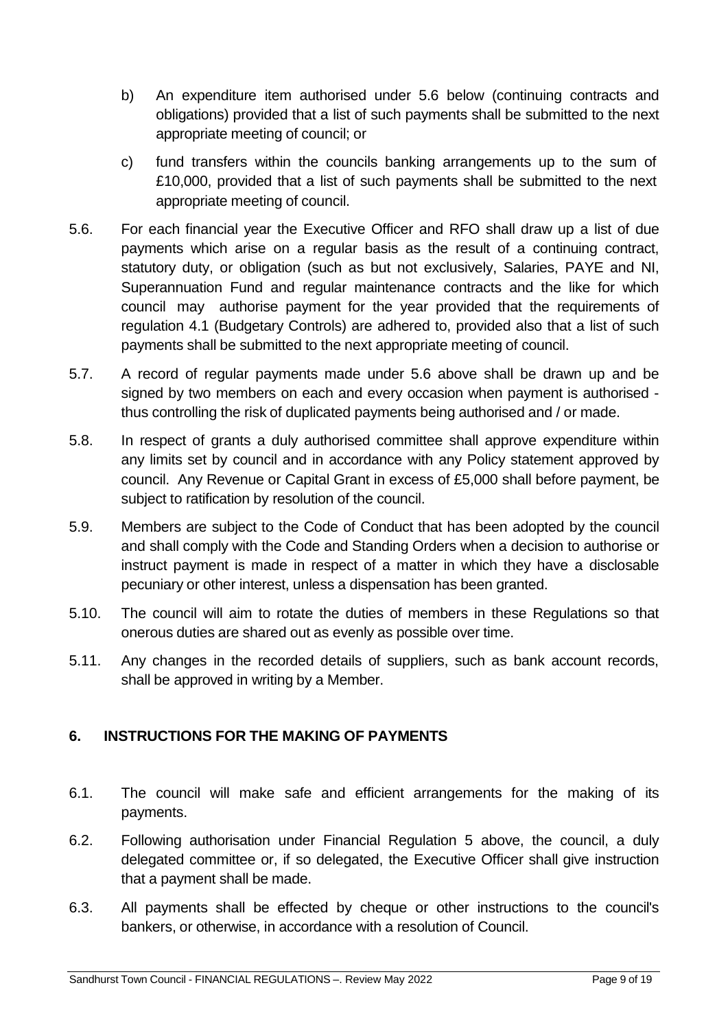b) An expenditure item authorised under 5.6 below (continuing contracts and obligations) provided that a list of such payments shall be submitted to the next appropriate meeting of council; or

c) fund transfers within the councils banking arrangements up to the sum of £10,000, provided that a list of such payments shall be submitted to the next appropriate meeting of council.

5.6. For each financial year the Executive Officer and RFO shall draw up a list of due payments which arise on a regular basis as the result of a continuing contract, statutory duty, or obligation (such as but not exclusively, Salaries, PAYE and NI, Superannuation Fund and regular maintenance contracts and the like for which council may authorise payment for the year provided that the requirements of regulation 4.1 (Budgetary Controls) are adhered to, provided also that a list of such payments shall be submitted to the next appropriate meeting of council.

5.7. A record of regular payments made under 5.6 above shall be drawn up and be signed by two members on each and every occasion when payment is authorised - thus controlling the risk of duplicated payments being authorised and / or made.

5.8. In respect of grants a duly authorised committee shall approve expenditure within any limits set by council and in accordance with any Policy statement approved by council. Any Revenue or Capital Grant in excess of £5,000 shall before payment, be subject to ratification by resolution of the council.

5.9. Members are subject to the Code of Conduct that has been adopted by the council and shall comply with the Code and Standing Orders when a decision to authorise or instruct payment is made in respect of a matter in which they have a disclosable pecuniary or other interest, unless a dispensation has been granted.

5.10. The council will aim to rotate the duties of members in these Regulations so that onerous duties are shared out as evenly as possible over time.

5.11. Any changes in the recorded details of suppliers, such as bank account records, shall be approved in writing by a Member.

## 6. INSTRUCTIONS FOR THE MAKING OF PAYMENTS

6.1. The council will make safe and efficient arrangements for the making of its payments.

6.2. Following authorisation under Financial Regulation 5 above, the council, a duly delegated committee or, if so delegated, the Executive Officer shall give instruction that a payment shall be made.

6.3. All payments shall be effected by cheque or other instructions to the council's bankers, or otherwise, in accordance with a resolution of Council.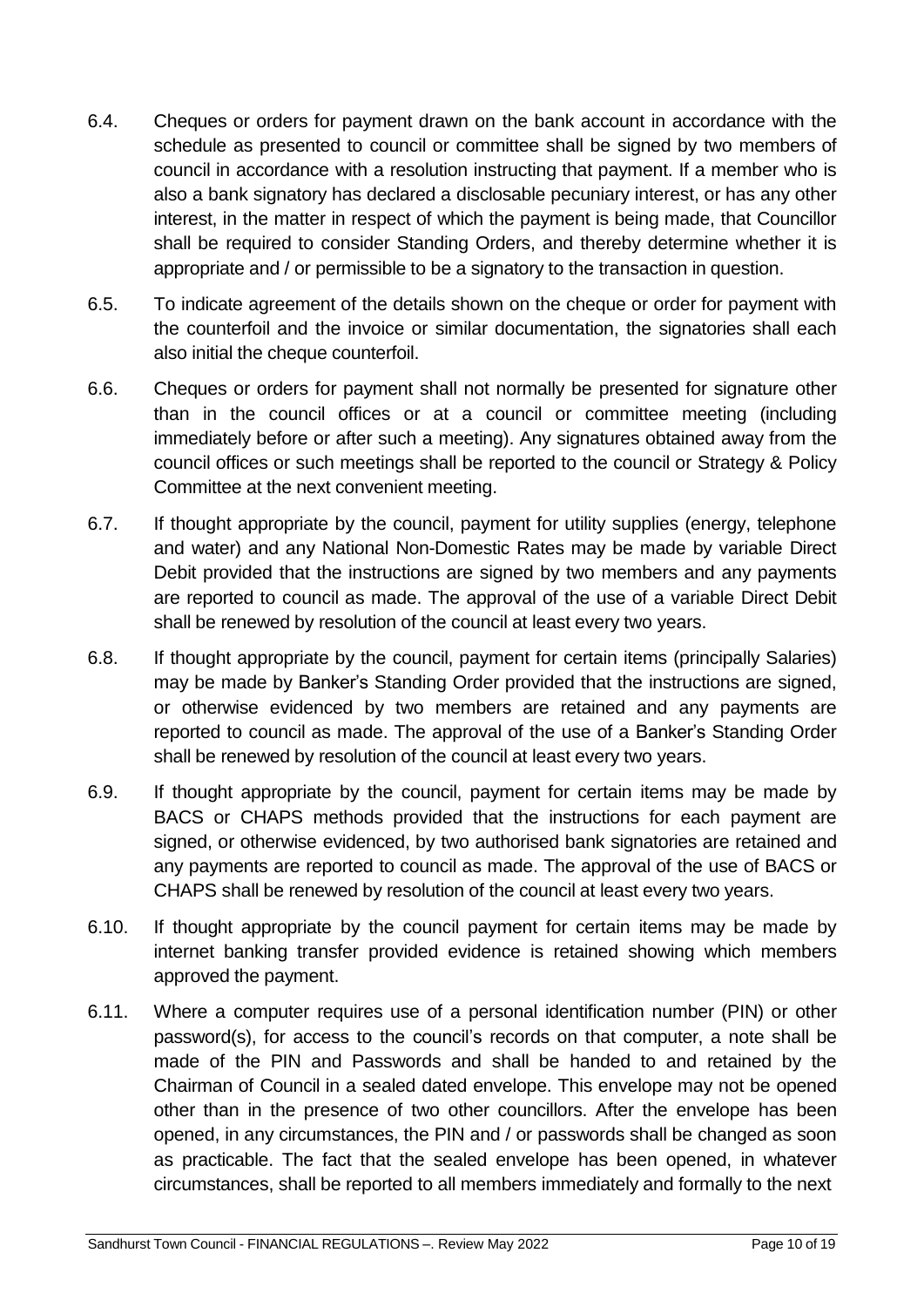6.4. Cheques or orders for payment drawn on the bank account in accordance with the schedule as presented to council or committee shall be signed by two members of council in accordance with a resolution instructing that payment. If a member who is also a bank signatory has declared a disclosable pecuniary interest, or has any other interest, in the matter in respect of which the payment is being made, that Councillor shall be required to consider Standing Orders, and thereby determine whether it is appropriate and / or permissible to be a signatory to the transaction in question.

6.5. To indicate agreement of the details shown on the cheque or order for payment with the counterfoil and the invoice or similar documentation, the signatories shall each also initial the cheque counterfoil.

6.6. Cheques or orders for payment shall not normally be presented for signature other than in the council offices or at a council or committee meeting (including immediately before or after such a meeting). Any signatures obtained away from the council offices or such meetings shall be reported to the council or Strategy & Policy Committee at the next convenient meeting.

6.7. If thought appropriate by the council, payment for utility supplies (energy, telephone and water) and any National Non-Domestic Rates may be made by variable Direct Debit provided that the instructions are signed by two members and any payments are reported to council as made. The approval of the use of a variable Direct Debit shall be renewed by resolution of the council at least every two years.

6.8. If thought appropriate by the council, payment for certain items (principally Salaries) may be made by Banker's Standing Order provided that the instructions are signed, or otherwise evidenced by two members are retained and any payments are reported to council as made. The approval of the use of a Banker's Standing Order shall be renewed by resolution of the council at least every two years.

6.9. If thought appropriate by the council, payment for certain items may be made by BACS or CHAPS methods provided that the instructions for each payment are signed, or otherwise evidenced, by two authorised bank signatories are retained and any payments are reported to council as made. The approval of the use of BACS or CHAPS shall be renewed by resolution of the council at least every two years.

6.10. If thought appropriate by the council payment for certain items may be made by internet banking transfer provided evidence is retained showing which members approved the payment.

6.11. Where a computer requires use of a personal identification number (PIN) or other password(s), for access to the council's records on that computer, a note shall be made of the PIN and Passwords and shall be handed to and retained by the Chairman of Council in a sealed dated envelope. This envelope may not be opened other than in the presence of two other councillors. After the envelope has been opened, in any circumstances, the PIN and / or passwords shall be changed as soon as practicable. The fact that the sealed envelope has been opened, in whatever circumstances, shall be reported to all members immediately and formally to the next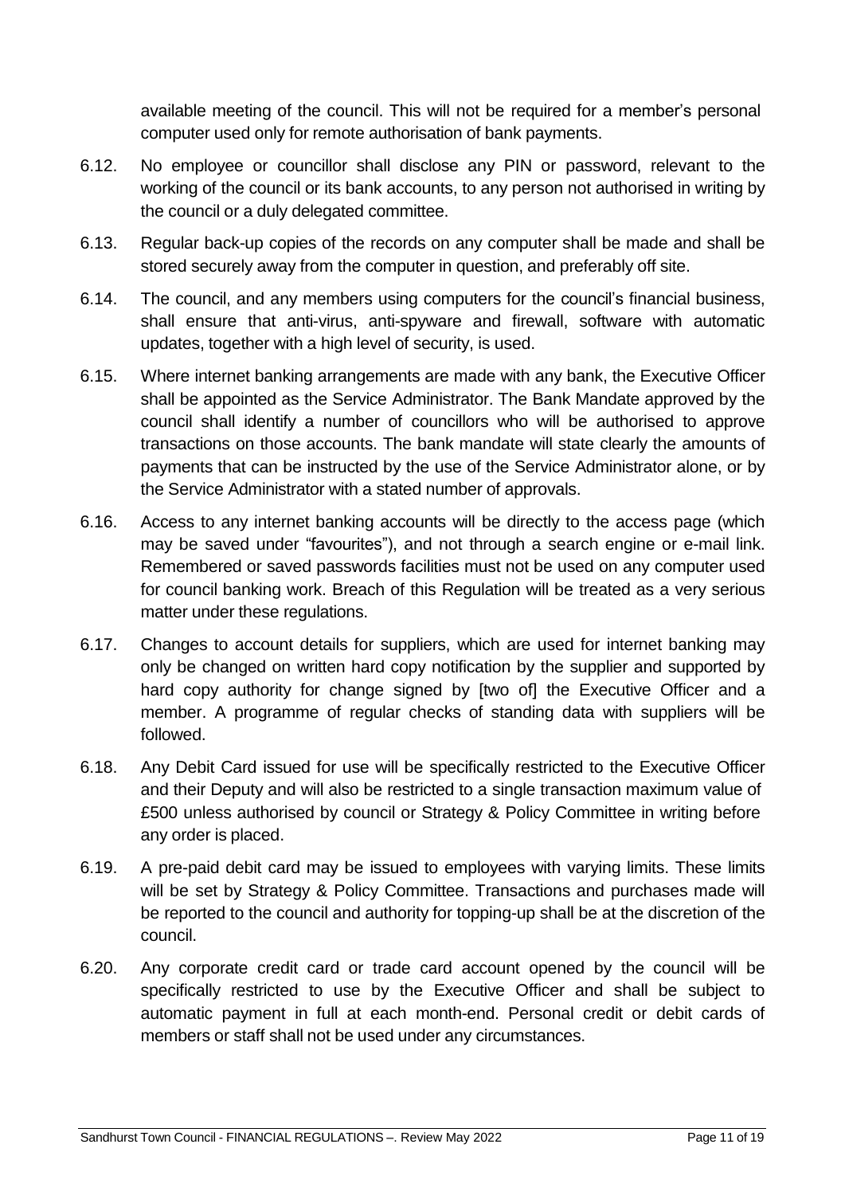available meeting of the council. This will not be required for a member's personal computer used only for remote authorisation of bank payments.

6.12. No employee or councillor shall disclose any PIN or password, relevant to the working of the council or its bank accounts, to any person not authorised in writing by the council or a duly delegated committee.

6.13. Regular back-up copies of the records on any computer shall be made and shall be stored securely away from the computer in question, and preferably off site.

6.14. The council, and any members using computers for the council's financial business, shall ensure that anti-virus, anti-spyware and firewall, software with automatic updates, together with a high level of security, is used.

6.15. Where internet banking arrangements are made with any bank, the Executive Officer shall be appointed as the Service Administrator. The Bank Mandate approved by the council shall identify a number of councillors who will be authorised to approve transactions on those accounts. The bank mandate will state clearly the amounts of payments that can be instructed by the use of the Service Administrator alone, or by the Service Administrator with a stated number of approvals.

6.16. Access to any internet banking accounts will be directly to the access page (which may be saved under "favourites"), and not through a search engine or e-mail link. Remembered or saved passwords facilities must not be used on any computer used for council banking work. Breach of this Regulation will be treated as a very serious matter under these regulations.

6.17. Changes to account details for suppliers, which are used for internet banking may only be changed on written hard copy notification by the supplier and supported by hard copy authority for change signed by [two of] the Executive Officer and a member. A programme of regular checks of standing data with suppliers will be followed.

6.18. Any Debit Card issued for use will be specifically restricted to the Executive Officer and their Deputy and will also be restricted to a single transaction maximum value of £500 unless authorised by council or Strategy & Policy Committee in writing before any order is placed.

6.19. A pre-paid debit card may be issued to employees with varying limits. These limits will be set by Strategy & Policy Committee. Transactions and purchases made will be reported to the council and authority for topping-up shall be at the discretion of the council.

6.20. Any corporate credit card or trade card account opened by the council will be specifically restricted to use by the Executive Officer and shall be subject to automatic payment in full at each month-end. Personal credit or debit cards of members or staff shall not be used under any circumstances.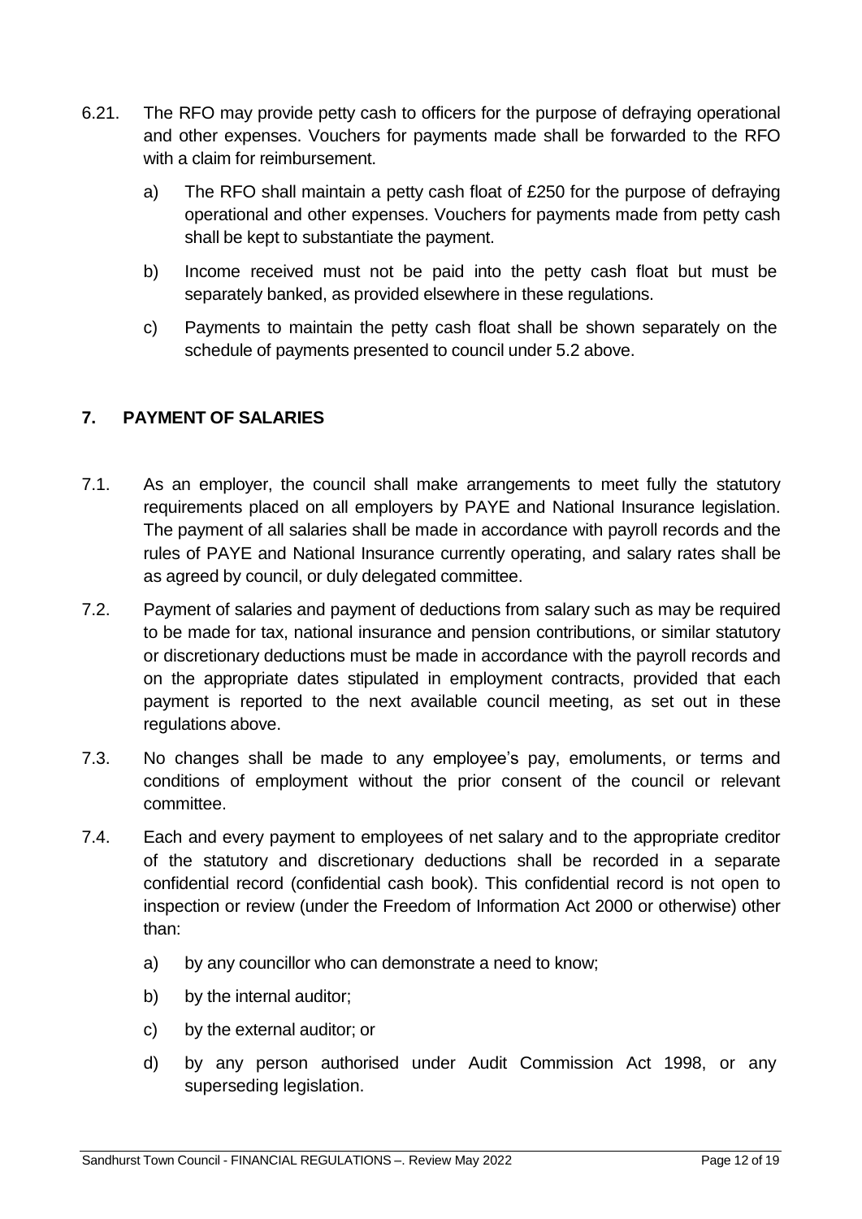6.21. The RFO may provide petty cash to officers for the purpose of defraying operational and other expenses. Vouchers for payments made shall be forwarded to the RFO with a claim for reimbursement.

a) The RFO shall maintain a petty cash float of £250 for the purpose of defraying operational and other expenses. Vouchers for payments made from petty cash shall be kept to substantiate the payment.

b) Income received must not be paid into the petty cash float but must be separately banked, as provided elsewhere in these regulations.

c) Payments to maintain the petty cash float shall be shown separately on the schedule of payments presented to council under 5.2 above.

## 7. PAYMENT OF SALARIES

7.1. As an employer, the council shall make arrangements to meet fully the statutory requirements placed on all employers by PAYE and National Insurance legislation. The payment of all salaries shall be made in accordance with payroll records and the rules of PAYE and National Insurance currently operating, and salary rates shall be as agreed by council, or duly delegated committee.

7.2. Payment of salaries and payment of deductions from salary such as may be required to be made for tax, national insurance and pension contributions, or similar statutory or discretionary deductions must be made in accordance with the payroll records and on the appropriate dates stipulated in employment contracts, provided that each payment is reported to the next available council meeting, as set out in these regulations above.

7.3. No changes shall be made to any employee's pay, emoluments, or terms and conditions of employment without the prior consent of the council or relevant committee.

7.4. Each and every payment to employees of net salary and to the appropriate creditor of the statutory and discretionary deductions shall be recorded in a separate confidential record (confidential cash book). This confidential record is not open to inspection or review (under the Freedom of Information Act 2000 or otherwise) other than:

a) by any councillor who can demonstrate a need to know;

b) by the internal auditor;

c) by the external auditor; or

d) by any person authorised under Audit Commission Act 1998, or any superseding legislation.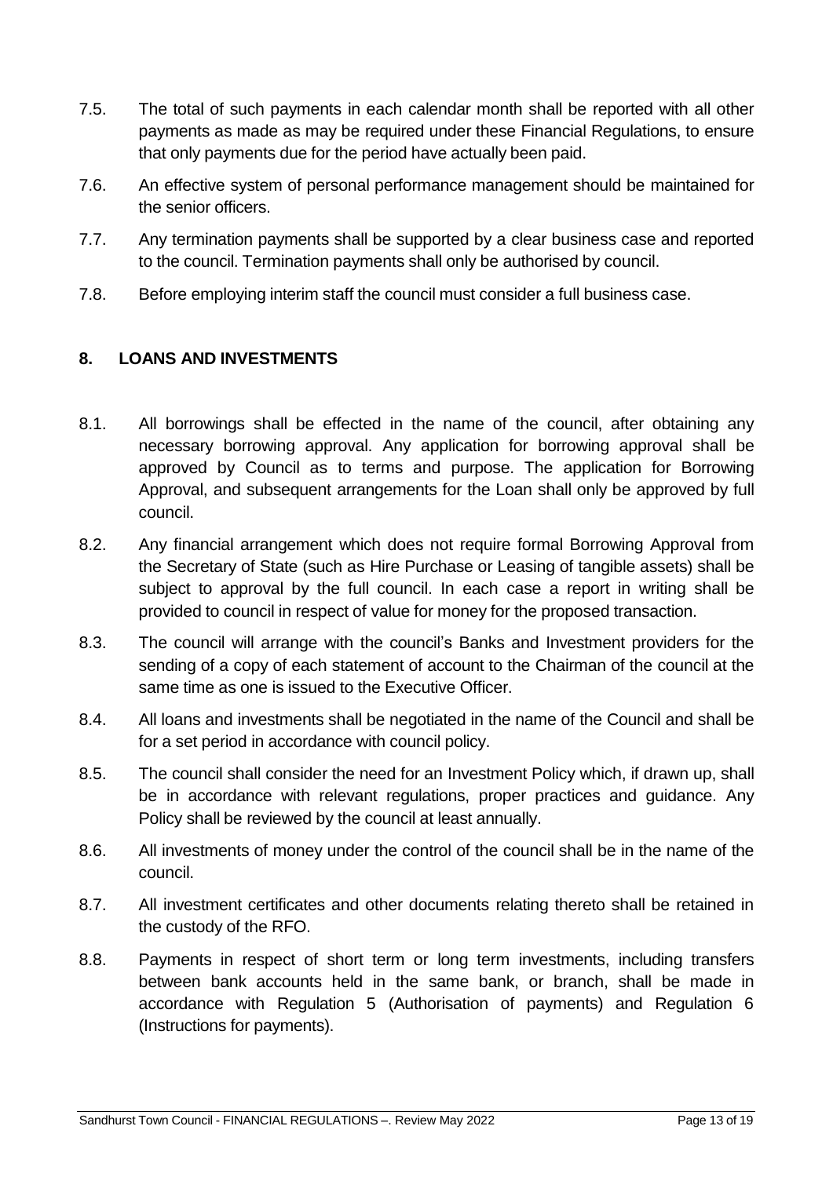7.5. The total of such payments in each calendar month shall be reported with all other payments as made as may be required under these Financial Regulations, to ensure that only payments due for the period have actually been paid.

7.6. An effective system of personal performance management should be maintained for the senior officers.

7.7. Any termination payments shall be supported by a clear business case and reported to the council. Termination payments shall only be authorised by council.

7.8. Before employing interim staff the council must consider a full business case.

## 8. LOANS AND INVESTMENTS

8.1. All borrowings shall be effected in the name of the council, after obtaining any necessary borrowing approval. Any application for borrowing approval shall be approved by Council as to terms and purpose. The application for Borrowing Approval, and subsequent arrangements for the Loan shall only be approved by full council.

8.2. Any financial arrangement which does not require formal Borrowing Approval from the Secretary of State (such as Hire Purchase or Leasing of tangible assets) shall be subject to approval by the full council. In each case a report in writing shall be provided to council in respect of value for money for the proposed transaction.

8.3. The council will arrange with the council's Banks and Investment providers for the sending of a copy of each statement of account to the Chairman of the council at the same time as one is issued to the Executive Officer.

8.4. All loans and investments shall be negotiated in the name of the Council and shall be for a set period in accordance with council policy.

8.5. The council shall consider the need for an Investment Policy which, if drawn up, shall be in accordance with relevant regulations, proper practices and guidance. Any Policy shall be reviewed by the council at least annually.

8.6. All investments of money under the control of the council shall be in the name of the council.

8.7. All investment certificates and other documents relating thereto shall be retained in the custody of the RFO.

8.8. Payments in respect of short term or long term investments, including transfers between bank accounts held in the same bank, or branch, shall be made in accordance with Regulation 5 (Authorisation of payments) and Regulation 6 (Instructions for payments).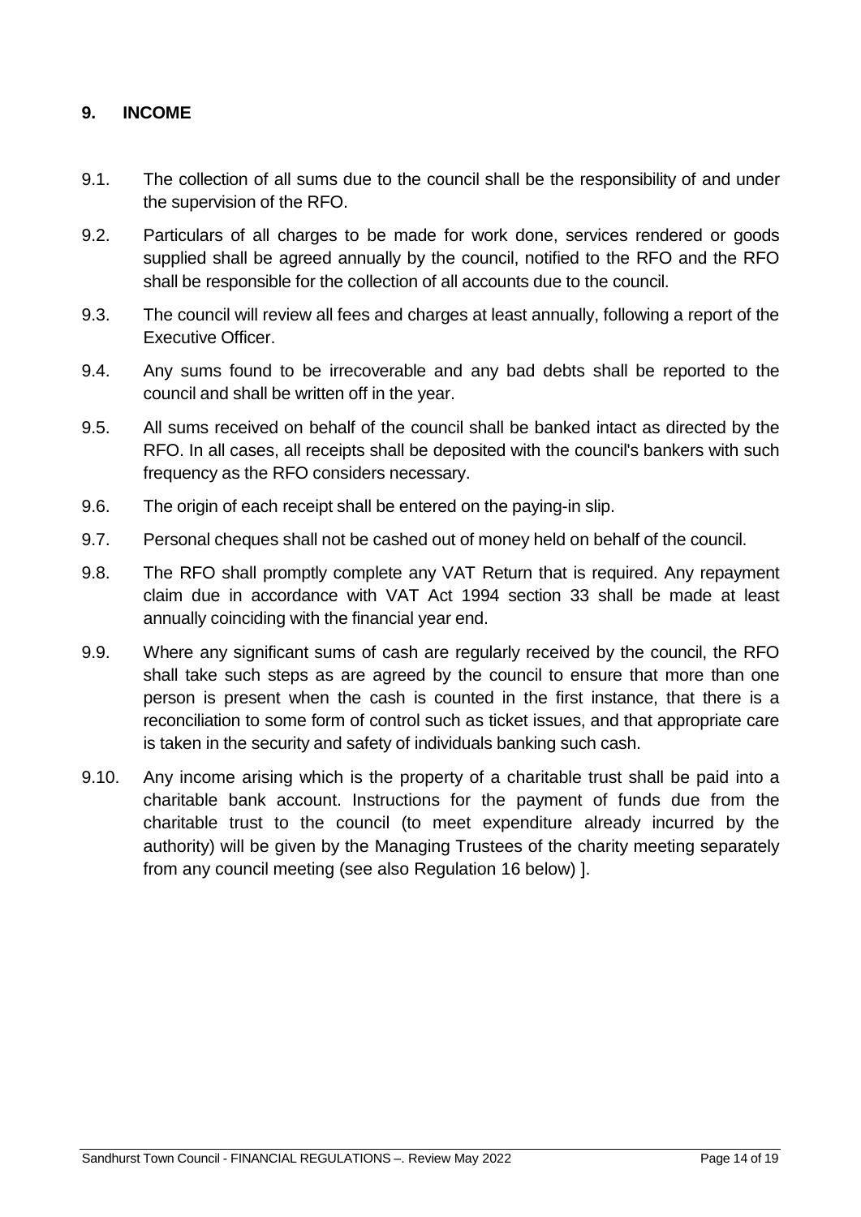## 9. INCOME

9.1. The collection of all sums due to the council shall be the responsibility of and under the supervision of the RFO.

9.2. Particulars of all charges to be made for work done, services rendered or goods supplied shall be agreed annually by the council, notified to the RFO and the RFO shall be responsible for the collection of all accounts due to the council.

9.3. The council will review all fees and charges at least annually, following a report of the Executive Officer.

9.4. Any sums found to be irrecoverable and any bad debts shall be reported to the council and shall be written off in the year.

9.5. All sums received on behalf of the council shall be banked intact as directed by the RFO. In all cases, all receipts shall be deposited with the council's bankers with such frequency as the RFO considers necessary.

9.6. The origin of each receipt shall be entered on the paying-in slip.

9.7. Personal cheques shall not be cashed out of money held on behalf of the council.

9.8. The RFO shall promptly complete any VAT Return that is required. Any repayment claim due in accordance with VAT Act 1994 section 33 shall be made at least annually coinciding with the financial year end.

9.9. Where any significant sums of cash are regularly received by the council, the RFO shall take such steps as are agreed by the council to ensure that more than one person is present when the cash is counted in the first instance, that there is a reconciliation to some form of control such as ticket issues, and that appropriate care is taken in the security and safety of individuals banking such cash.

9.10. Any income arising which is the property of a charitable trust shall be paid into a charitable bank account. Instructions for the payment of funds due from the charitable trust to the council (to meet expenditure already incurred by the authority) will be given by the Managing Trustees of the charity meeting separately from any council meeting (see also Regulation 16 below) ].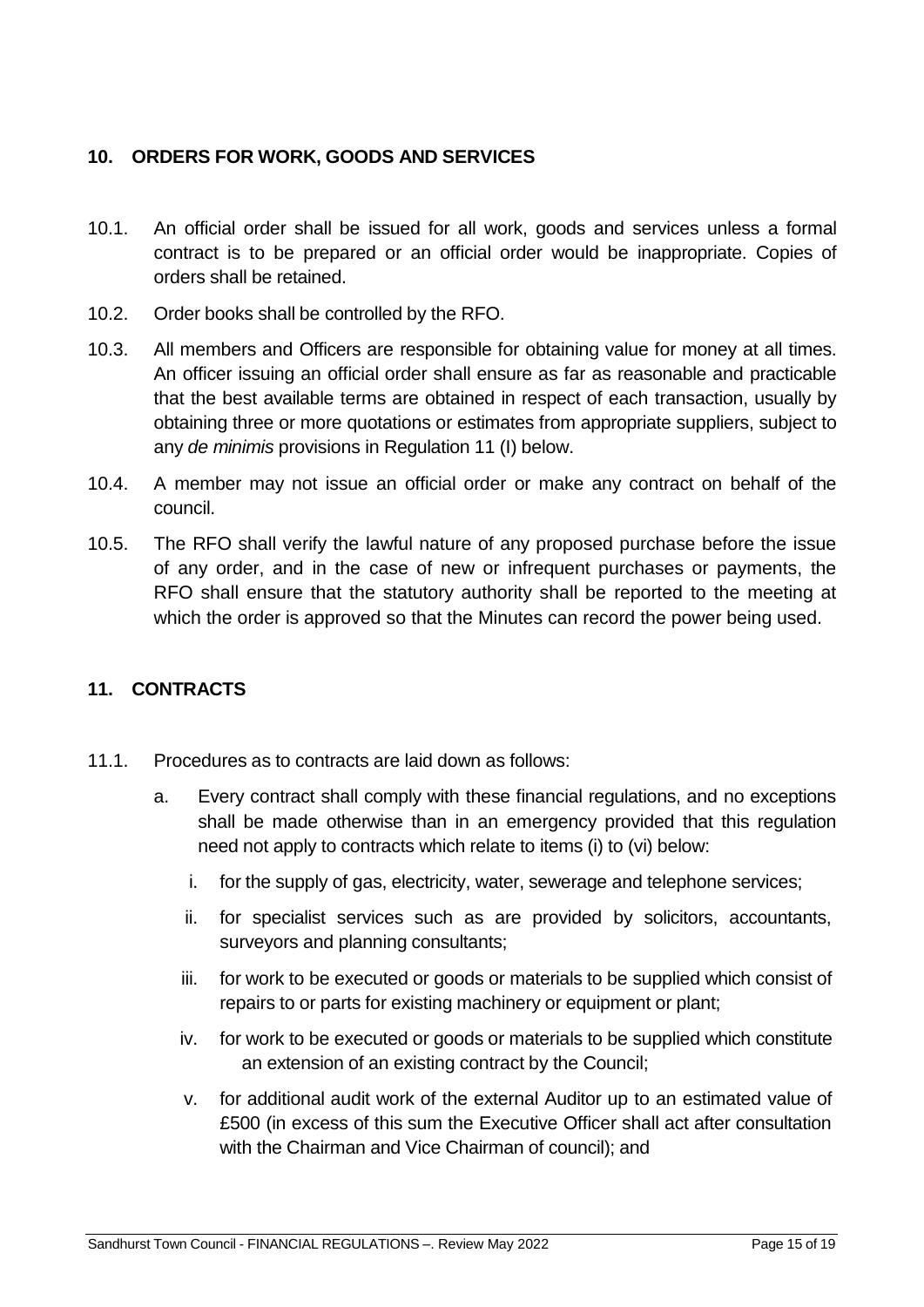## 10. ORDERS FOR WORK, GOODS AND SERVICES

10.1. An official order shall be issued for all work, goods and services unless a formal contract is to be prepared or an official order would be inappropriate. Copies of orders shall be retained.

10.2. Order books shall be controlled by the RFO.

10.3. All members and Officers are responsible for obtaining value for money at all times. An officer issuing an official order shall ensure as far as reasonable and practicable that the best available terms are obtained in respect of each transaction, usually by obtaining three or more quotations or estimates from appropriate suppliers, subject to any *de minimis* provisions in Regulation 11 (I) below.

10.4. A member may not issue an official order or make any contract on behalf of the council.

10.5. The RFO shall verify the lawful nature of any proposed purchase before the issue of any order, and in the case of new or infrequent purchases or payments, the RFO shall ensure that the statutory authority shall be reported to the meeting at which the order is approved so that the Minutes can record the power being used.

## 11. CONTRACTS

11.1. Procedures as to contracts are laid down as follows:

a. Every contract shall comply with these financial regulations, and no exceptions shall be made otherwise than in an emergency provided that this regulation need not apply to contracts which relate to items (i) to (vi) below:

   i. for the supply of gas, electricity, water, sewerage and telephone services;

   ii. for specialist services such as are provided by solicitors, accountants, surveyors and planning consultants;

   iii. for work to be executed or goods or materials to be supplied which consist of repairs to or parts for existing machinery or equipment or plant;

   iv. for work to be executed or goods or materials to be supplied which constitute an extension of an existing contract by the Council;

   v. for additional audit work of the external Auditor up to an estimated value of £500 (in excess of this sum the Executive Officer shall act after consultation with the Chairman and Vice Chairman of council); and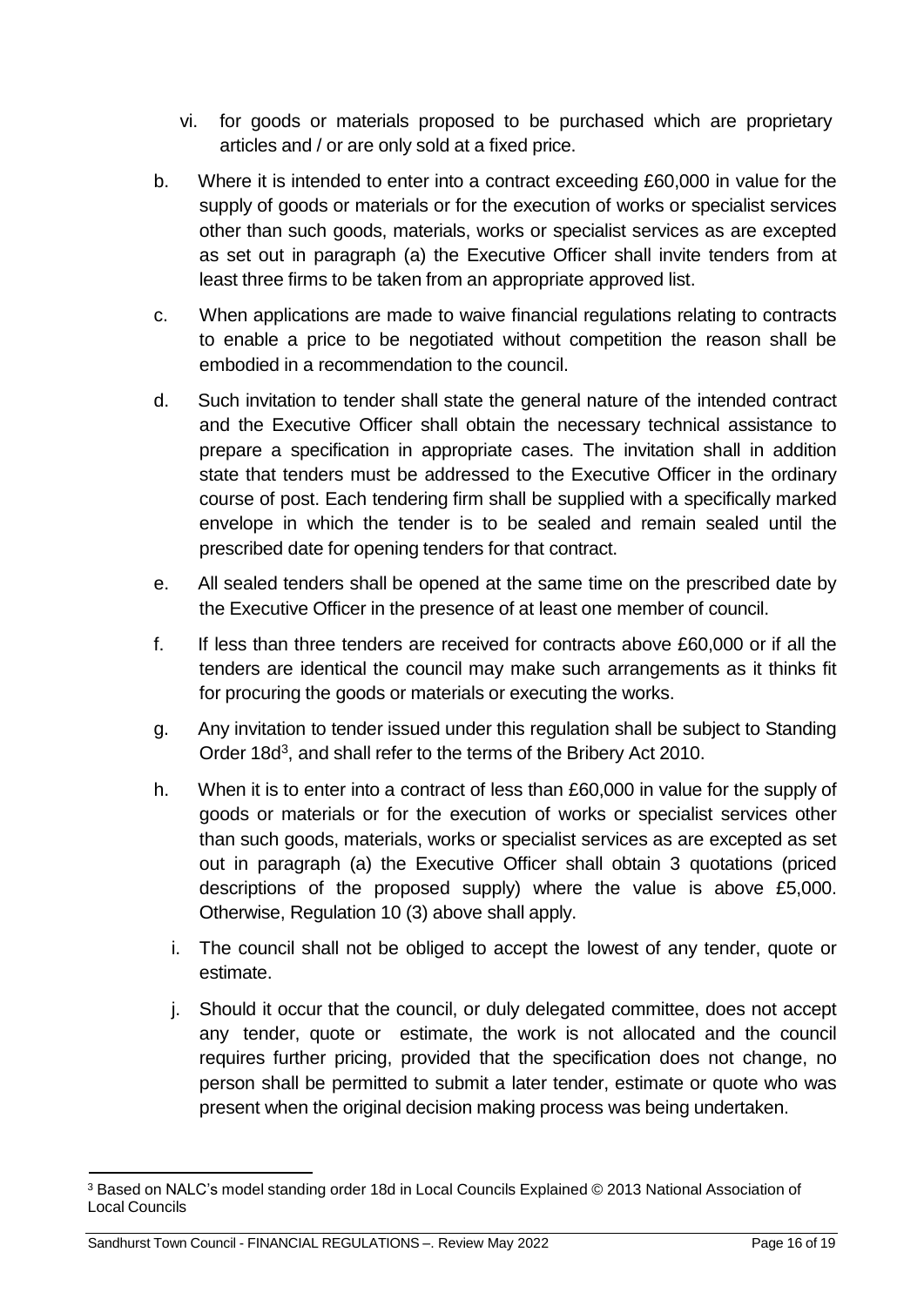vi. for goods or materials proposed to be purchased which are proprietary articles and / or are only sold at a fixed price.

b. Where it is intended to enter into a contract exceeding £60,000 in value for the supply of goods or materials or for the execution of works or specialist services other than such goods, materials, works or specialist services as are excepted as set out in paragraph (a) the Executive Officer shall invite tenders from at least three firms to be taken from an appropriate approved list.

c. When applications are made to waive financial regulations relating to contracts to enable a price to be negotiated without competition the reason shall be embodied in a recommendation to the council.

d. Such invitation to tender shall state the general nature of the intended contract and the Executive Officer shall obtain the necessary technical assistance to prepare a specification in appropriate cases. The invitation shall in addition state that tenders must be addressed to the Executive Officer in the ordinary course of post. Each tendering firm shall be supplied with a specifically marked envelope in which the tender is to be sealed and remain sealed until the prescribed date for opening tenders for that contract.

e. All sealed tenders shall be opened at the same time on the prescribed date by the Executive Officer in the presence of at least one member of council.

f. If less than three tenders are received for contracts above £60,000 or if all the tenders are identical the council may make such arrangements as it thinks fit for procuring the goods or materials or executing the works.

g. Any invitation to tender issued under this regulation shall be subject to Standing Order 18d[3], and shall refer to the terms of the Bribery Act 2010.

h. When it is to enter into a contract of less than £60,000 in value for the supply of goods or materials or for the execution of works or specialist services other than such goods, materials, works or specialist services as are excepted as set out in paragraph (a) the Executive Officer shall obtain 3 quotations (priced descriptions of the proposed supply) where the value is above £5,000. Otherwise, Regulation 10 (3) above shall apply.

i. The council shall not be obliged to accept the lowest of any tender, quote or estimate.

j. Should it occur that the council, or duly delegated committee, does not accept any tender, quote or estimate, the work is not allocated and the council requires further pricing, provided that the specification does not change, no person shall be permitted to submit a later tender, estimate or quote who was present when the original decision making process was being undertaken.

---

[3] Based on NALC's model standing order 18d in Local Councils Explained © 2013 National Association of Local Councils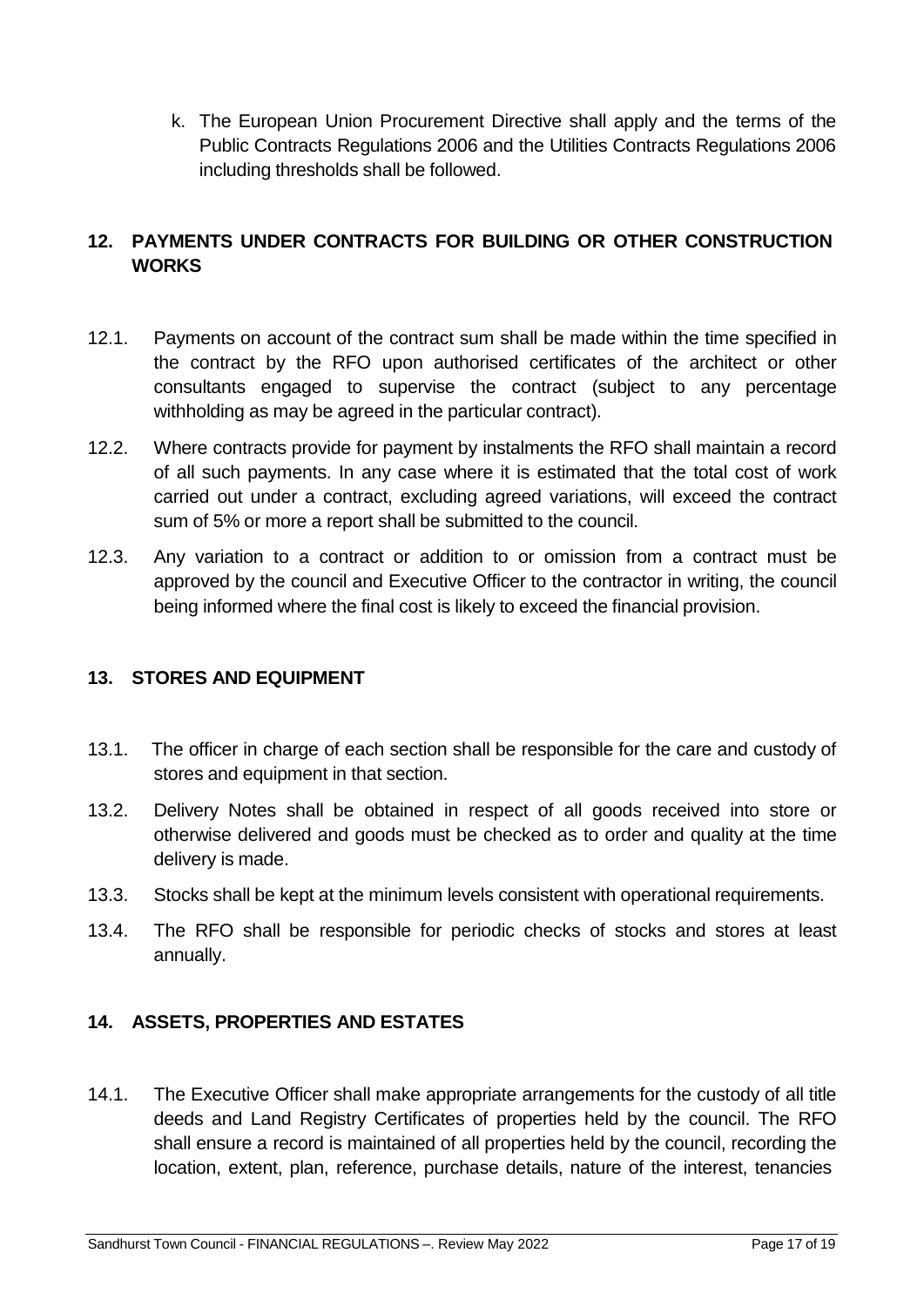k. The European Union Procurement Directive shall apply and the terms of the Public Contracts Regulations 2006 and the Utilities Contracts Regulations 2006 including thresholds shall be followed.

## 12. PAYMENTS UNDER CONTRACTS FOR BUILDING OR OTHER CONSTRUCTION WORKS

12.1. Payments on account of the contract sum shall be made within the time specified in the contract by the RFO upon authorised certificates of the architect or other consultants engaged to supervise the contract (subject to any percentage withholding as may be agreed in the particular contract).

12.2. Where contracts provide for payment by instalments the RFO shall maintain a record of all such payments. In any case where it is estimated that the total cost of work carried out under a contract, excluding agreed variations, will exceed the contract sum of 5% or more a report shall be submitted to the council.

12.3. Any variation to a contract or addition to or omission from a contract must be approved by the council and Executive Officer to the contractor in writing, the council being informed where the final cost is likely to exceed the financial provision.

## 13. STORES AND EQUIPMENT

13.1. The officer in charge of each section shall be responsible for the care and custody of stores and equipment in that section.

13.2. Delivery Notes shall be obtained in respect of all goods received into store or otherwise delivered and goods must be checked as to order and quality at the time delivery is made.

13.3. Stocks shall be kept at the minimum levels consistent with operational requirements.

13.4. The RFO shall be responsible for periodic checks of stocks and stores at least annually.

## 14. ASSETS, PROPERTIES AND ESTATES

14.1. The Executive Officer shall make appropriate arrangements for the custody of all title deeds and Land Registry Certificates of properties held by the council. The RFO shall ensure a record is maintained of all properties held by the council, recording the location, extent, plan, reference, purchase details, nature of the interest, tenancies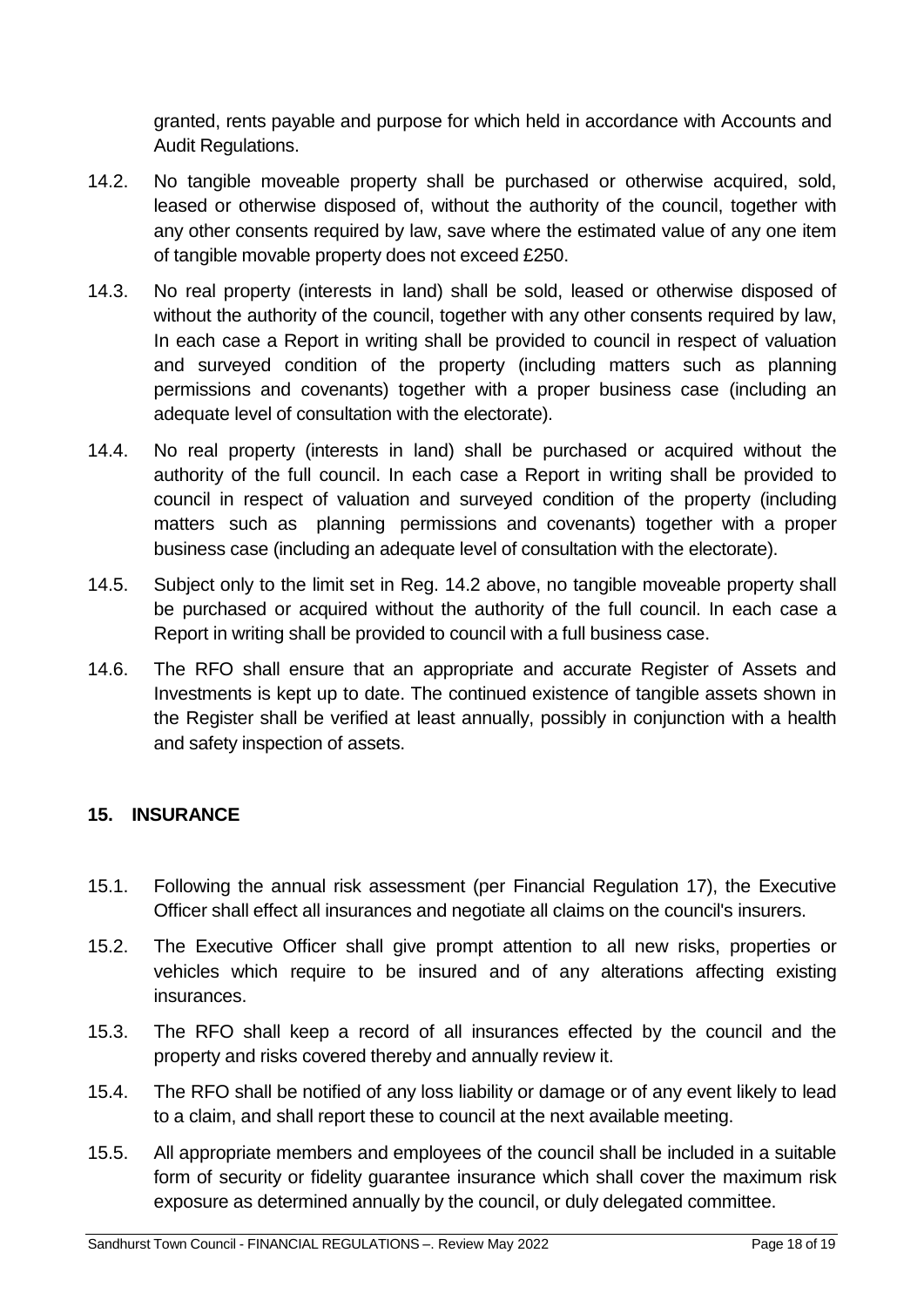granted, rents payable and purpose for which held in accordance with Accounts and Audit Regulations.

14.2. No tangible moveable property shall be purchased or otherwise acquired, sold, leased or otherwise disposed of, without the authority of the council, together with any other consents required by law, save where the estimated value of any one item of tangible movable property does not exceed £250.

14.3. No real property (interests in land) shall be sold, leased or otherwise disposed of without the authority of the council, together with any other consents required by law, In each case a Report in writing shall be provided to council in respect of valuation and surveyed condition of the property (including matters such as planning permissions and covenants) together with a proper business case (including an adequate level of consultation with the electorate).

14.4. No real property (interests in land) shall be purchased or acquired without the authority of the full council. In each case a Report in writing shall be provided to council in respect of valuation and surveyed condition of the property (including matters such as planning permissions and covenants) together with a proper business case (including an adequate level of consultation with the electorate).

14.5. Subject only to the limit set in Reg. 14.2 above, no tangible moveable property shall be purchased or acquired without the authority of the full council. In each case a Report in writing shall be provided to council with a full business case.

14.6. The RFO shall ensure that an appropriate and accurate Register of Assets and Investments is kept up to date. The continued existence of tangible assets shown in the Register shall be verified at least annually, possibly in conjunction with a health and safety inspection of assets.

## 15. INSURANCE

15.1. Following the annual risk assessment (per Financial Regulation 17), the Executive Officer shall effect all insurances and negotiate all claims on the council's insurers.

15.2. The Executive Officer shall give prompt attention to all new risks, properties or vehicles which require to be insured and of any alterations affecting existing insurances.

15.3. The RFO shall keep a record of all insurances effected by the council and the property and risks covered thereby and annually review it.

15.4. The RFO shall be notified of any loss liability or damage or of any event likely to lead to a claim, and shall report these to council at the next available meeting.

15.5. All appropriate members and employees of the council shall be included in a suitable form of security or fidelity guarantee insurance which shall cover the maximum risk exposure as determined annually by the council, or duly delegated committee.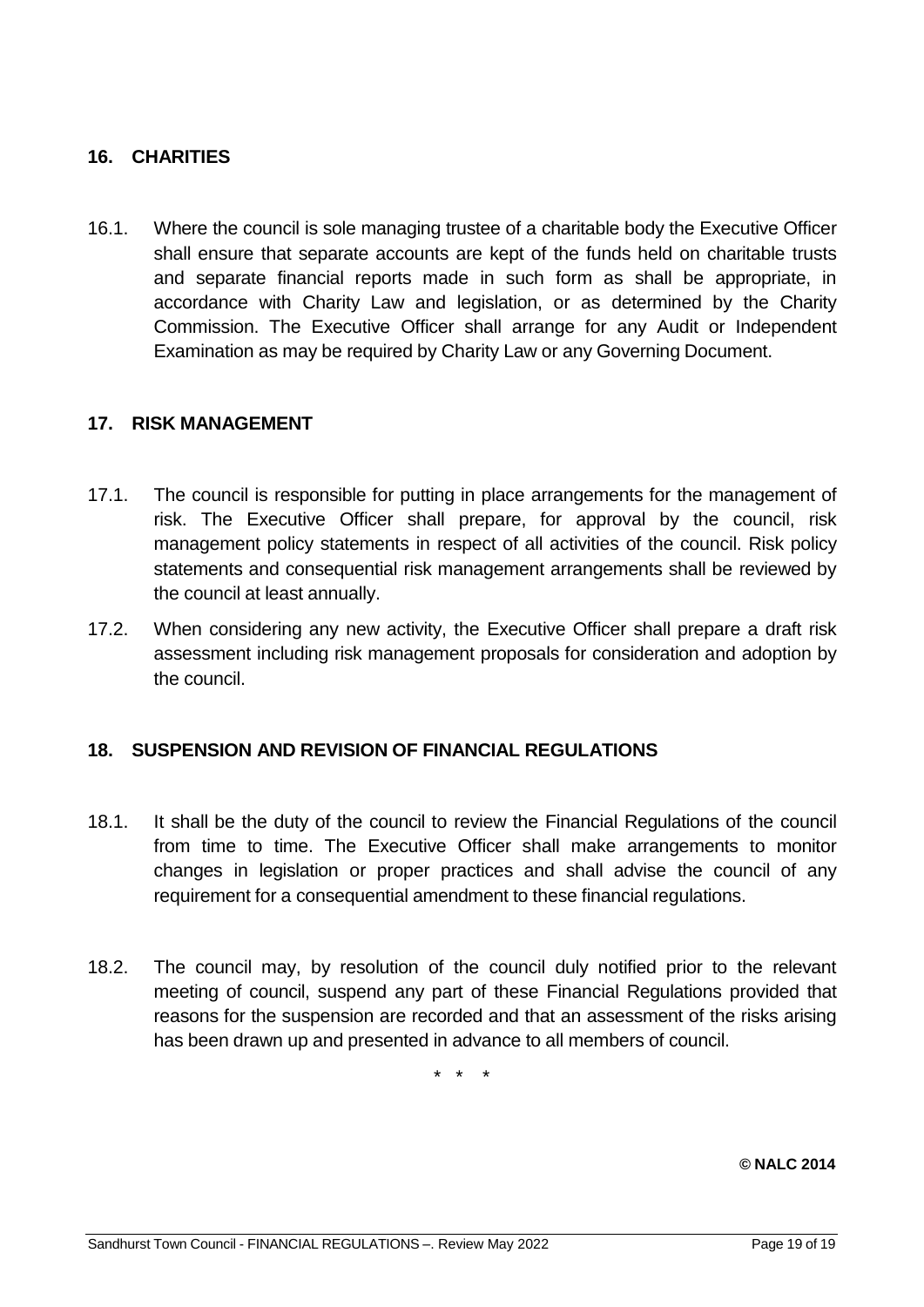## 16. CHARITIES

16.1. Where the council is sole managing trustee of a charitable body the Executive Officer shall ensure that separate accounts are kept of the funds held on charitable trusts and separate financial reports made in such form as shall be appropriate, in accordance with Charity Law and legislation, or as determined by the Charity Commission. The Executive Officer shall arrange for any Audit or Independent Examination as may be required by Charity Law or any Governing Document.

## 17. RISK MANAGEMENT

17.1. The council is responsible for putting in place arrangements for the management of risk. The Executive Officer shall prepare, for approval by the council, risk management policy statements in respect of all activities of the council. Risk policy statements and consequential risk management arrangements shall be reviewed by the council at least annually.

17.2. When considering any new activity, the Executive Officer shall prepare a draft risk assessment including risk management proposals for consideration and adoption by the council.

## 18. SUSPENSION AND REVISION OF FINANCIAL REGULATIONS

18.1. It shall be the duty of the council to review the Financial Regulations of the council from time to time. The Executive Officer shall make arrangements to monitor changes in legislation or proper practices and shall advise the council of any requirement for a consequential amendment to these financial regulations.

18.2. The council may, by resolution of the council duly notified prior to the relevant meeting of council, suspend any part of these Financial Regulations provided that reasons for the suspension are recorded and that an assessment of the risks arising has been drawn up and presented in advance to all members of council.

\* \* \*

**© NALC 2014**